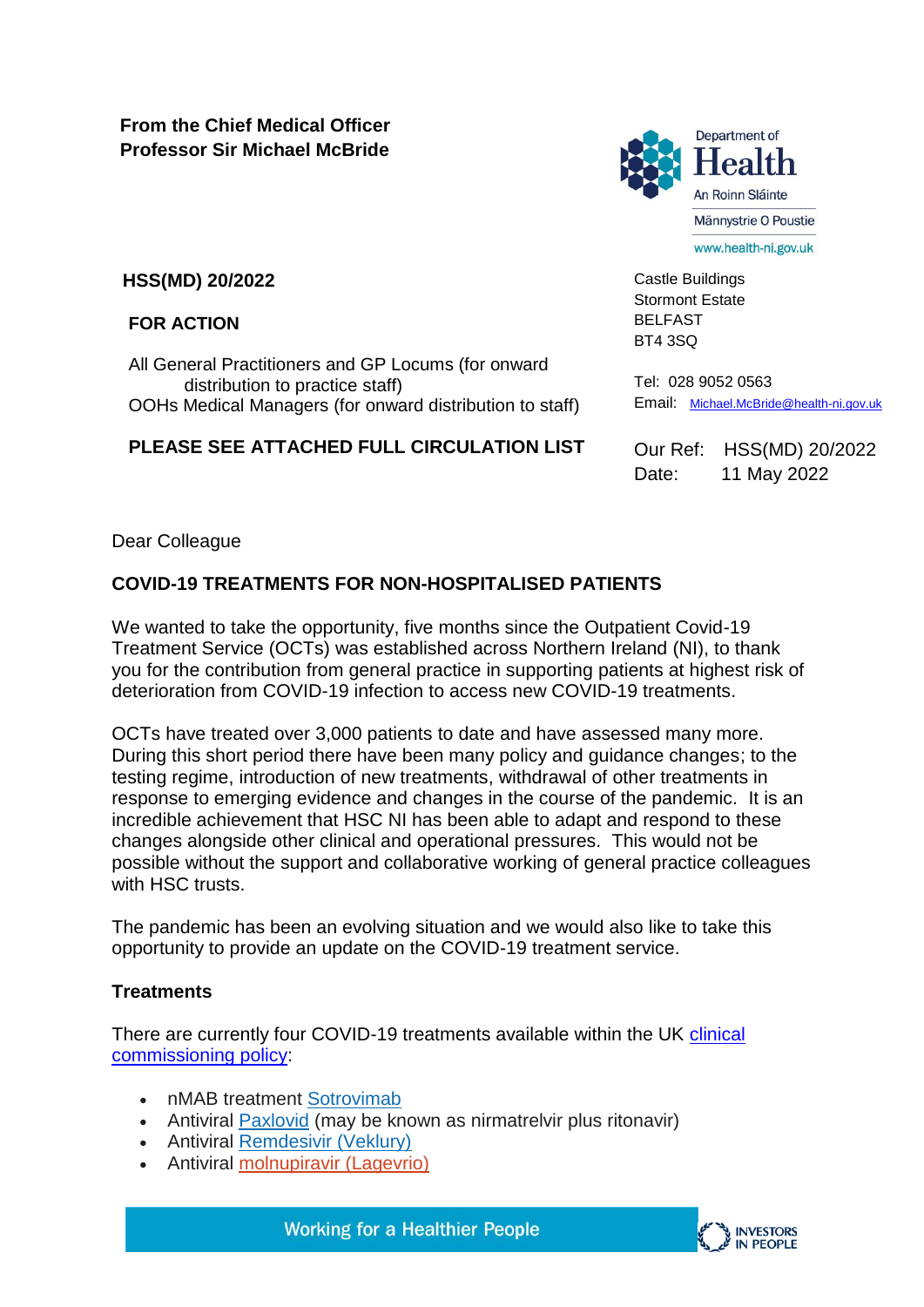**From the Chief Medical Officer**
**Professor Sir Michael McBride**

Department of Health
An Roinn Sláinte
Männystrie O Poustie
www.health-ni.gov.uk

**HSS(MD) 20/2022**

**FOR ACTION**

All General Practitioners and GP Locums (for onward distribution to practice staff)
OOHs Medical Managers (for onward distribution to staff)

**PLEASE SEE ATTACHED FULL CIRCULATION LIST**

Castle Buildings
Stormont Estate
BELFAST
BT4 3SQ

Tel: 028 9052 0563
Email: Michael.McBride@health-ni.gov.uk

Our Ref: HSS(MD) 20/2022
Date: 11 May 2022

Dear Colleague

**COVID-19 TREATMENTS FOR NON-HOSPITALISED PATIENTS**

We wanted to take the opportunity, five months since the Outpatient Covid-19 Treatment Service (OCTs) was established across Northern Ireland (NI), to thank you for the contribution from general practice in supporting patients at highest risk of deterioration from COVID-19 infection to access new COVID-19 treatments.

OCTs have treated over 3,000 patients to date and have assessed many more. During this short period there have been many policy and guidance changes; to the testing regime, introduction of new treatments, withdrawal of other treatments in response to emerging evidence and changes in the course of the pandemic. It is an incredible achievement that HSC NI has been able to adapt and respond to these changes alongside other clinical and operational pressures. This would not be possible without the support and collaborative working of general practice colleagues with HSC trusts.

The pandemic has been an evolving situation and we would also like to take this opportunity to provide an update on the COVID-19 treatment service.

**Treatments**

There are currently four COVID-19 treatments available within the UK clinical commissioning policy:

- nMAB treatment Sotrovimab
- Antiviral Paxlovid (may be known as nirmatrelvir plus ritonavir)
- Antiviral Remdesivir (Veklury)
- Antiviral molnupiravir (Lagevrio)

Working for a Healthier People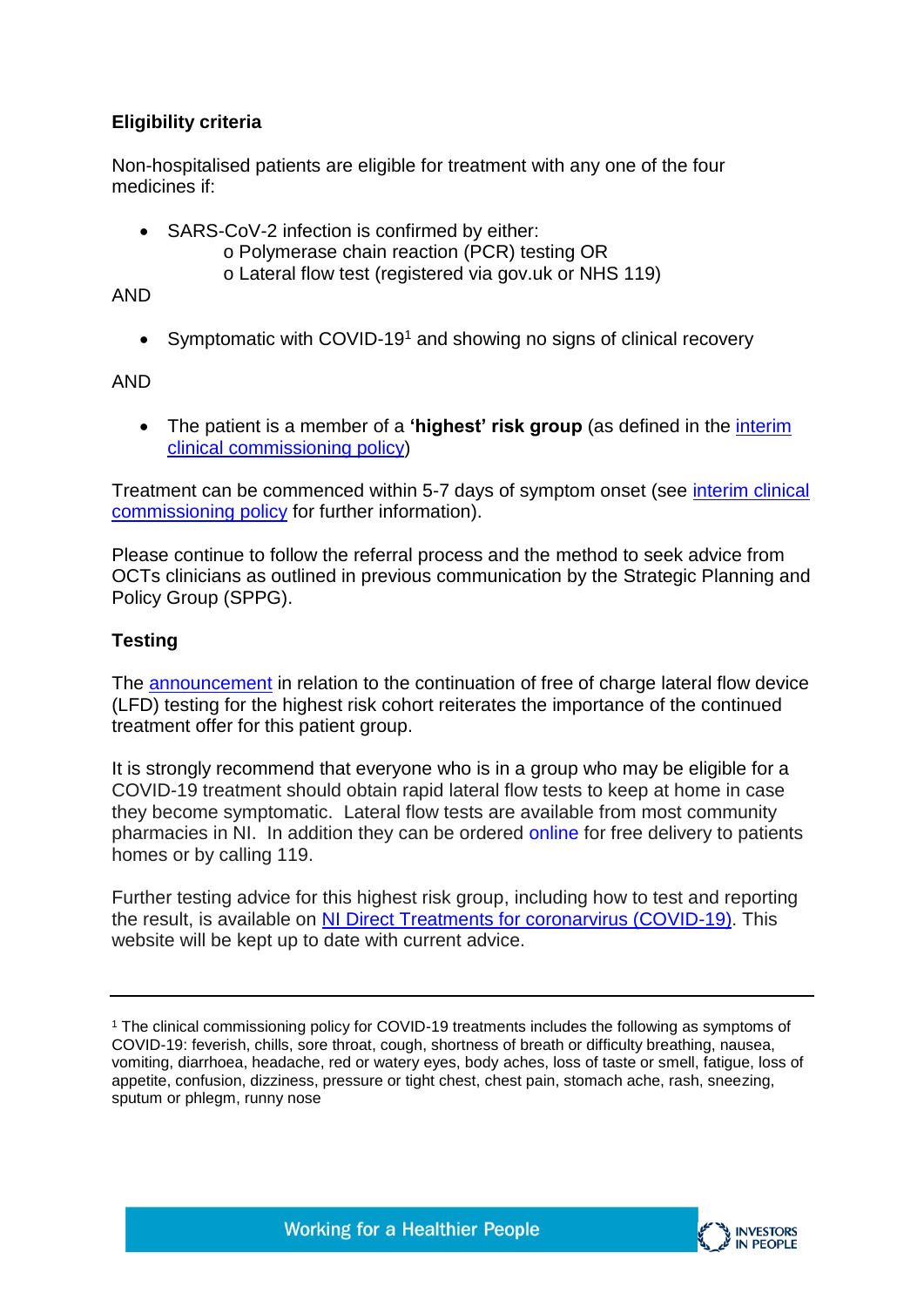**Eligibility criteria**

Non-hospitalised patients are eligible for treatment with any one of the four medicines if:

- SARS-CoV-2 infection is confirmed by either:
  - o Polymerase chain reaction (PCR) testing OR
  - o Lateral flow test (registered via gov.uk or NHS 119)

AND

- Symptomatic with COVID-19[1] and showing no signs of clinical recovery

AND

- The patient is a member of a **'highest' risk group** (as defined in the interim clinical commissioning policy)

Treatment can be commenced within 5-7 days of symptom onset (see interim clinical commissioning policy for further information).

Please continue to follow the referral process and the method to seek advice from OCTs clinicians as outlined in previous communication by the Strategic Planning and Policy Group (SPPG).

**Testing**

The announcement in relation to the continuation of free of charge lateral flow device (LFD) testing for the highest risk cohort reiterates the importance of the continued treatment offer for this patient group.

It is strongly recommend that everyone who is in a group who may be eligible for a COVID-19 treatment should obtain rapid lateral flow tests to keep at home in case they become symptomatic. Lateral flow tests are available from most community pharmacies in NI. In addition they can be ordered online for free delivery to patients homes or by calling 119.

Further testing advice for this highest risk group, including how to test and reporting the result, is available on NI Direct Treatments for coronarvirus (COVID-19). This website will be kept up to date with current advice.

---

[1] The clinical commissioning policy for COVID-19 treatments includes the following as symptoms of COVID-19: feverish, chills, sore throat, cough, shortness of breath or difficulty breathing, nausea, vomiting, diarrhoea, headache, red or watery eyes, body aches, loss of taste or smell, fatigue, loss of appetite, confusion, dizziness, pressure or tight chest, chest pain, stomach ache, rash, sneezing, sputum or phlegm, runny nose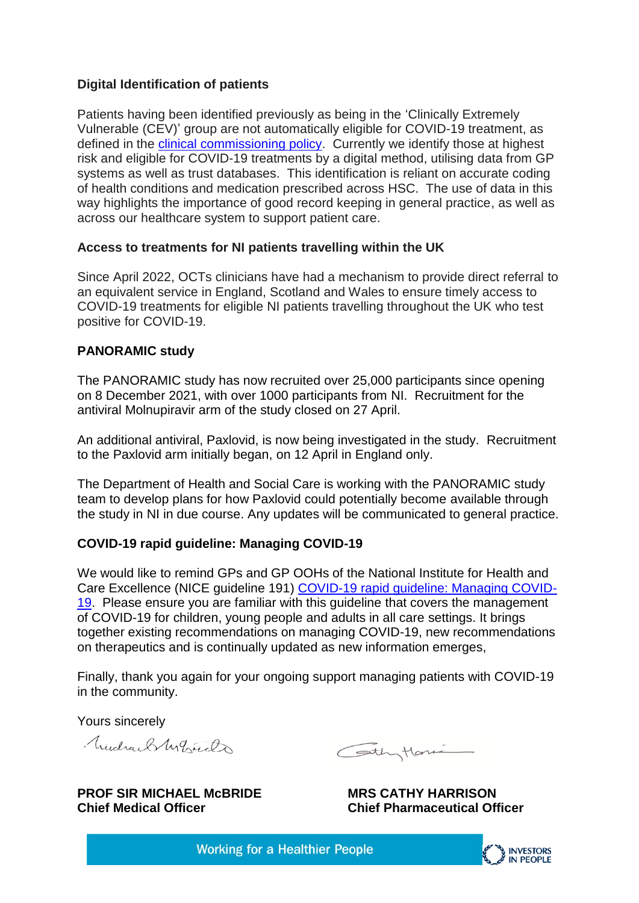**Digital Identification of patients**

Patients having been identified previously as being in the 'Clinically Extremely Vulnerable (CEV)' group are not automatically eligible for COVID-19 treatment, as defined in the clinical commissioning policy. Currently we identify those at highest risk and eligible for COVID-19 treatments by a digital method, utilising data from GP systems as well as trust databases. This identification is reliant on accurate coding of health conditions and medication prescribed across HSC. The use of data in this way highlights the importance of good record keeping in general practice, as well as across our healthcare system to support patient care.

**Access to treatments for NI patients travelling within the UK**

Since April 2022, OCTs clinicians have had a mechanism to provide direct referral to an equivalent service in England, Scotland and Wales to ensure timely access to COVID-19 treatments for eligible NI patients travelling throughout the UK who test positive for COVID-19.

**PANORAMIC study**

The PANORAMIC study has now recruited over 25,000 participants since opening on 8 December 2021, with over 1000 participants from NI. Recruitment for the antiviral Molnupiravir arm of the study closed on 27 April.

An additional antiviral, Paxlovid, is now being investigated in the study. Recruitment to the Paxlovid arm initially began, on 12 April in England only.

The Department of Health and Social Care is working with the PANORAMIC study team to develop plans for how Paxlovid could potentially become available through the study in NI in due course. Any updates will be communicated to general practice.

**COVID-19 rapid guideline: Managing COVID-19**

We would like to remind GPs and GP OOHs of the National Institute for Health and Care Excellence (NICE guideline 191) COVID-19 rapid guideline: Managing COVID-19. Please ensure you are familiar with this guideline that covers the management of COVID-19 for children, young people and adults in all care settings. It brings together existing recommendations on managing COVID-19, new recommendations on therapeutics and is continually updated as new information emerges,

Finally, thank you again for your ongoing support managing patients with COVID-19 in the community.

Yours sincerely

**PROF SIR MICHAEL McBRIDE**
**Chief Medical Officer**

**MRS CATHY HARRISON**
**Chief Pharmaceutical Officer**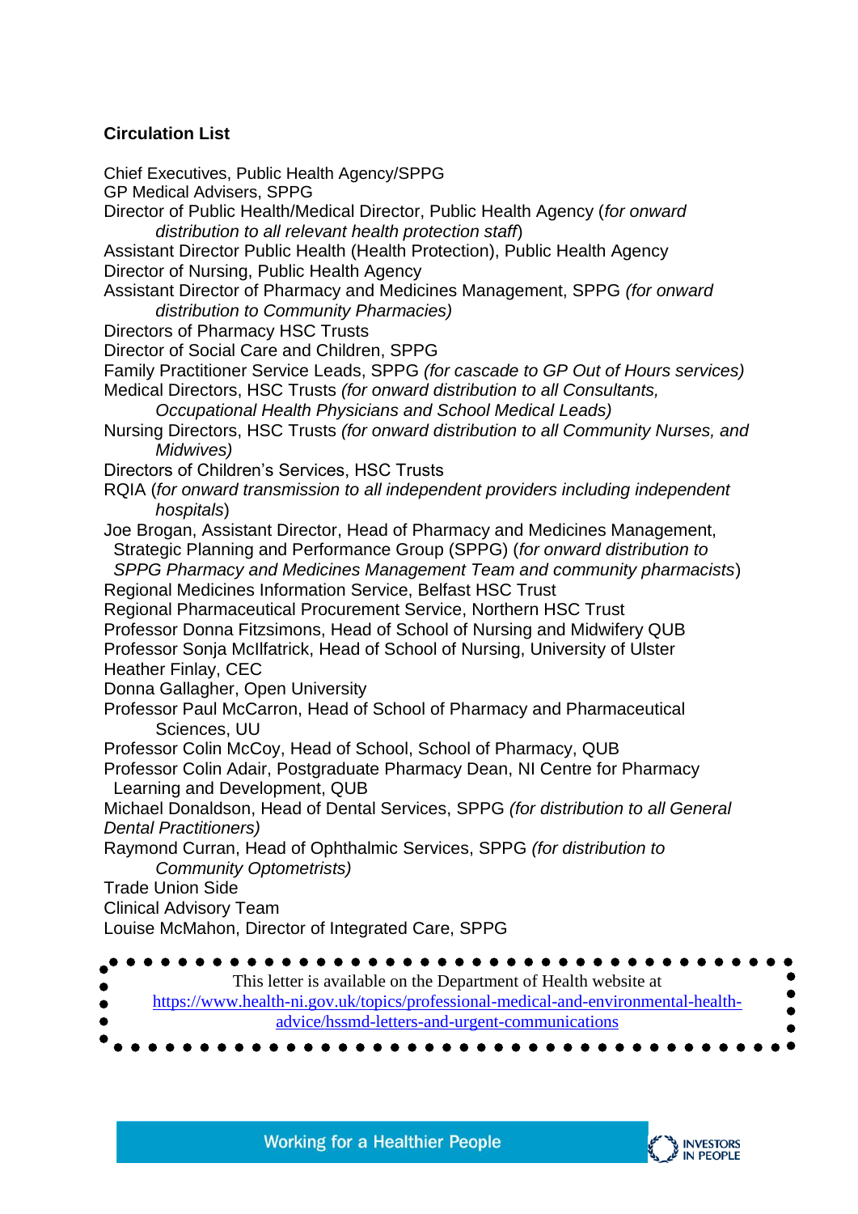**Circulation List**

Chief Executives, Public Health Agency/SPPG
GP Medical Advisers, SPPG
Director of Public Health/Medical Director, Public Health Agency (*for onward distribution to all relevant health protection staff*)
Assistant Director Public Health (Health Protection), Public Health Agency
Director of Nursing, Public Health Agency
Assistant Director of Pharmacy and Medicines Management, SPPG *(for onward distribution to Community Pharmacies)*
Directors of Pharmacy HSC Trusts
Director of Social Care and Children, SPPG
Family Practitioner Service Leads, SPPG *(for cascade to GP Out of Hours services)*
Medical Directors, HSC Trusts *(for onward distribution to all Consultants, Occupational Health Physicians and School Medical Leads)*
Nursing Directors, HSC Trusts *(for onward distribution to all Community Nurses, and Midwives)*
Directors of Children's Services, HSC Trusts
RQIA (*for onward transmission to all independent providers including independent hospitals*)
Joe Brogan, Assistant Director, Head of Pharmacy and Medicines Management, Strategic Planning and Performance Group (SPPG) (*for onward distribution to SPPG Pharmacy and Medicines Management Team and community pharmacists*)
Regional Medicines Information Service, Belfast HSC Trust
Regional Pharmaceutical Procurement Service, Northern HSC Trust
Professor Donna Fitzsimons, Head of School of Nursing and Midwifery QUB
Professor Sonja McIlfatrick, Head of School of Nursing, University of Ulster
Heather Finlay, CEC
Donna Gallagher, Open University
Professor Paul McCarron, Head of School of Pharmacy and Pharmaceutical Sciences, UU
Professor Colin McCoy, Head of School, School of Pharmacy, QUB
Professor Colin Adair, Postgraduate Pharmacy Dean, NI Centre for Pharmacy Learning and Development, QUB
Michael Donaldson, Head of Dental Services, SPPG *(for distribution to all General Dental Practitioners)*
Raymond Curran, Head of Ophthalmic Services, SPPG *(for distribution to Community Optometrists)*
Trade Union Side
Clinical Advisory Team
Louise McMahon, Director of Integrated Care, SPPG

This letter is available on the Department of Health website at
https://www.health-ni.gov.uk/topics/professional-medical-and-environmental-health-advice/hssmd-letters-and-urgent-communications